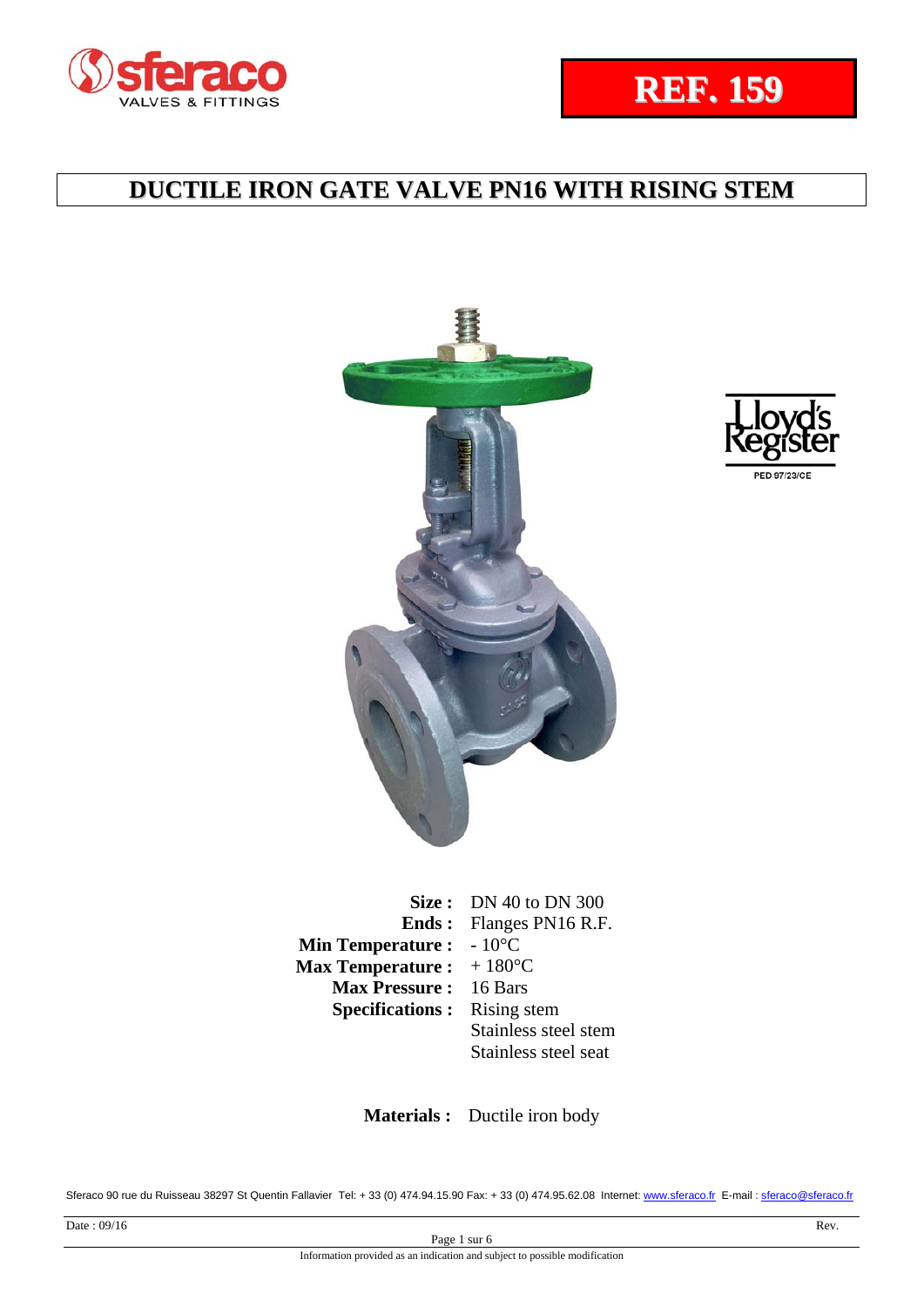**REF. 159**

# DUCTILE IRON GATE VALVE PN16 WITH RISING STEM

PED 97/23/CE

| | |
|---|---|
| **Size :** | DN 40 to DN 300 |
| **Ends :** | Flanges PN16 R.F. |
| **Min Temperature :** | - 10°C |
| **Max Temperature :** | + 180°C |
| **Max Pressure :** | 16 Bars |
| **Specifications :** | Rising stem<br>Stainless steel stem<br>Stainless steel seat |

**Materials :** Ductile iron body

Sferaco 90 rue du Ruisseau 38297 St Quentin Fallavier Tel: + 33 (0) 474.94.15.90 Fax: + 33 (0) 474.95.62.08 Internet: www.sferaco.fr E-mail : sferaco@sferaco.fr

Date : 09/16 Rev.

Information provided as an indication and subject to possible modification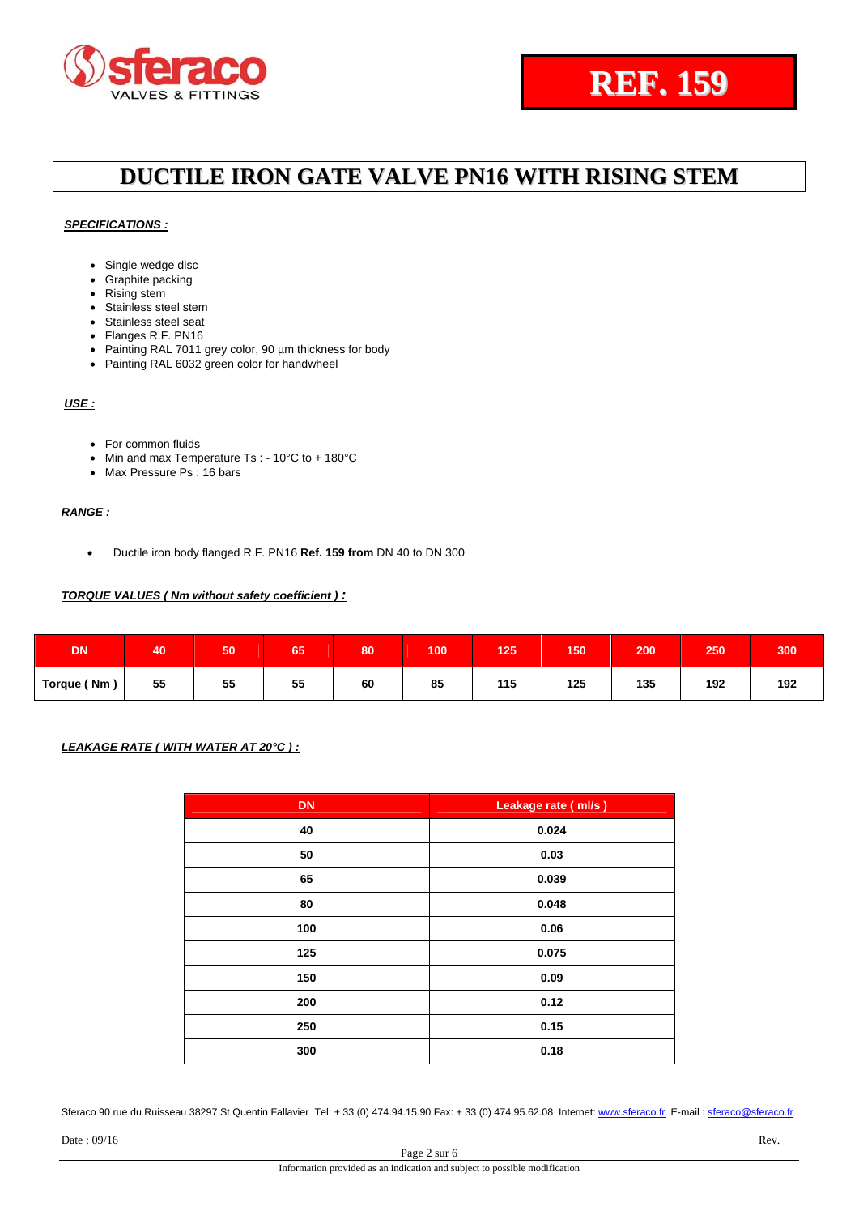**REF. 159**

# DUCTILE IRON GATE VALVE PN16 WITH RISING STEM

***SPECIFICATIONS :***

- Single wedge disc
- Graphite packing
- Rising stem
- Stainless steel stem
- Stainless steel seat
- Flanges R.F. PN16
- Painting RAL 7011 grey color, 90 µm thickness for body
- Painting RAL 6032 green color for handwheel

***USE :***

- For common fluids
- Min and max Temperature Ts : - 10°C to + 180°C
- Max Pressure Ps : 16 bars

***RANGE :***

- Ductile iron body flanged R.F. PN16 **Ref. 159 from** DN 40 to DN 300

***TORQUE VALUES ( Nm without safety coefficient ) :***

| DN | 40 | 50 | 65 | 80 | 100 | 125 | 150 | 200 | 250 | 300 |
|---|---|---|---|---|---|---|---|---|---|---|
| Torque ( Nm ) | 55 | 55 | 55 | 60 | 85 | 115 | 125 | 135 | 192 | 192 |

***LEAKAGE RATE ( WITH WATER AT 20°C ) :***

| DN | Leakage rate ( ml/s ) |
|---|---|
| 40 | 0.024 |
| 50 | 0.03 |
| 65 | 0.039 |
| 80 | 0.048 |
| 100 | 0.06 |
| 125 | 0.075 |
| 150 | 0.09 |
| 200 | 0.12 |
| 250 | 0.15 |
| 300 | 0.18 |

Sferaco 90 rue du Ruisseau 38297 St Quentin Fallavier Tel: + 33 (0) 474.94.15.90 Fax: + 33 (0) 474.95.62.08 Internet: www.sferaco.fr E-mail : sferaco@sferaco.fr

Date : 09/16 Rev.

Information provided as an indication and subject to possible modification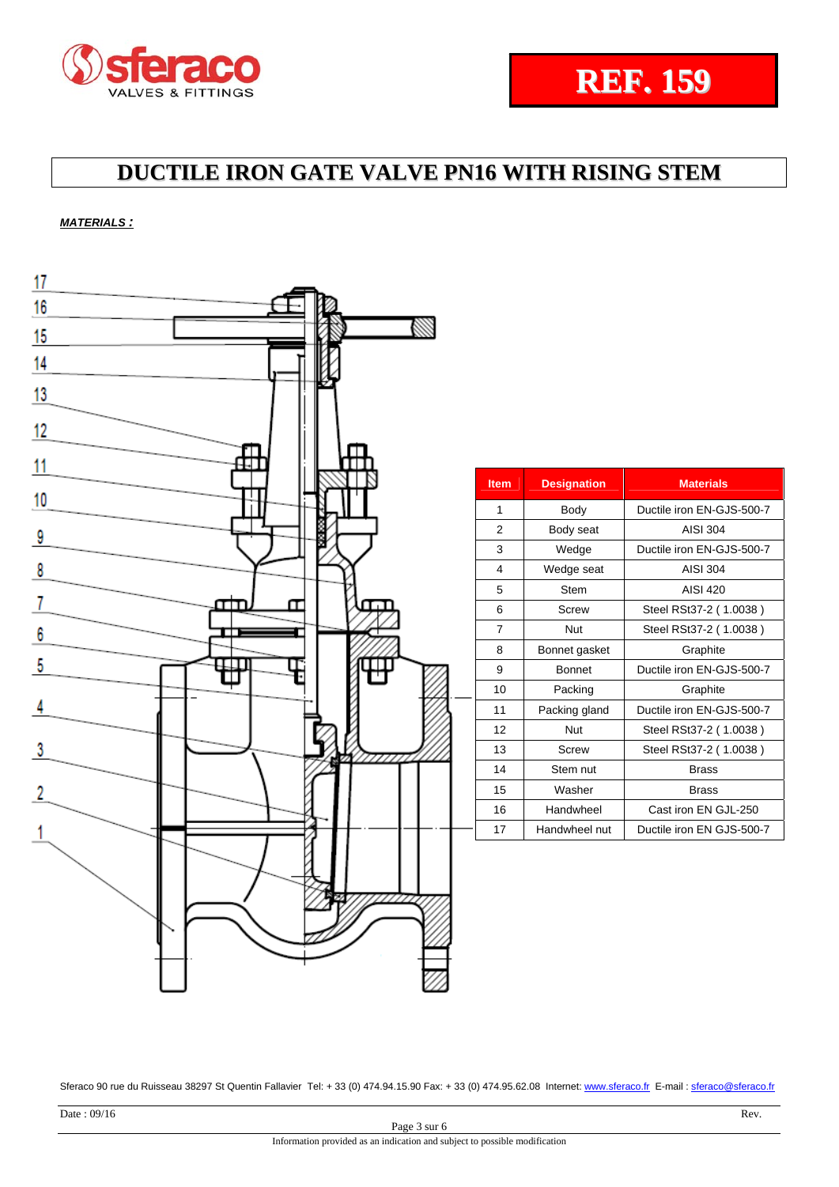**REF. 159**

# DUCTILE IRON GATE VALVE PN16 WITH RISING STEM

***MATERIALS :***

| Item | Designation | Materials |
|---|---|---|
| 1 | Body | Ductile iron EN-GJS-500-7 |
| 2 | Body seat | AISI 304 |
| 3 | Wedge | Ductile iron EN-GJS-500-7 |
| 4 | Wedge seat | AISI 304 |
| 5 | Stem | AISI 420 |
| 6 | Screw | Steel RSt37-2 ( 1.0038 ) |
| 7 | Nut | Steel RSt37-2 ( 1.0038 ) |
| 8 | Bonnet gasket | Graphite |
| 9 | Bonnet | Ductile iron EN-GJS-500-7 |
| 10 | Packing | Graphite |
| 11 | Packing gland | Ductile iron EN-GJS-500-7 |
| 12 | Nut | Steel RSt37-2 ( 1.0038 ) |
| 13 | Screw | Steel RSt37-2 ( 1.0038 ) |
| 14 | Stem nut | Brass |
| 15 | Washer | Brass |
| 16 | Handwheel | Cast iron EN GJL-250 |
| 17 | Handwheel nut | Ductile iron EN GJS-500-7 |

Sferaco 90 rue du Ruisseau 38297 St Quentin Fallavier Tel: + 33 (0) 474.94.15.90 Fax: + 33 (0) 474.95.62.08 Internet: www.sferaco.fr E-mail : sferaco@sferaco.fr

Date : 09/16 Rev.

Information provided as an indication and subject to possible modification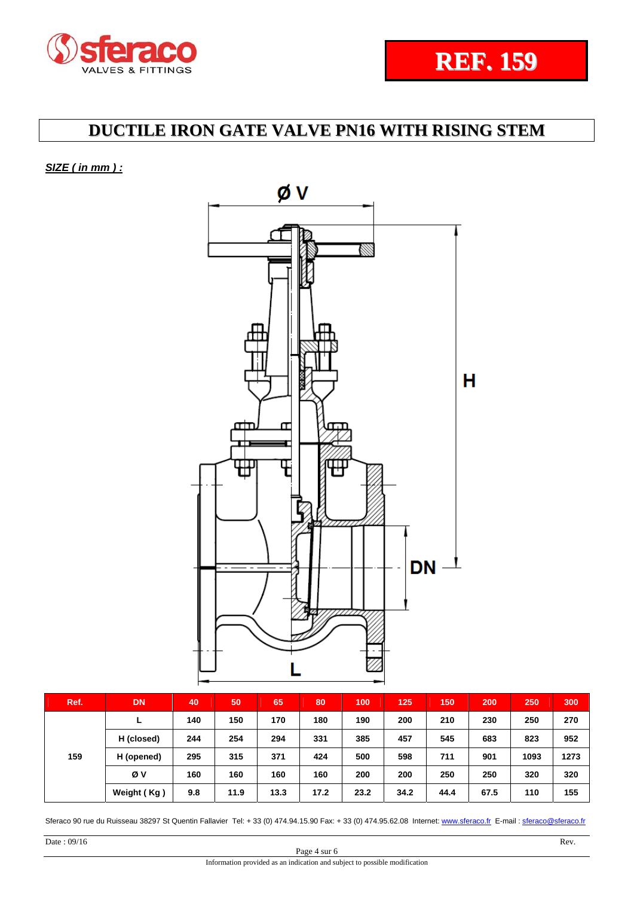sferaco VALVES & FITTINGS

**REF. 159**

# DUCTILE IRON GATE VALVE PN16 WITH RISING STEM

***SIZE ( in mm ) :***

| Ref. | DN | 40 | 50 | 65 | 80 | 100 | 125 | 150 | 200 | 250 | 300 |
|---|---|---|---|---|---|---|---|---|---|---|---|
| 159 | L | 140 | 150 | 170 | 180 | 190 | 200 | 210 | 230 | 250 | 270 |
| | H (closed) | 244 | 254 | 294 | 331 | 385 | 457 | 545 | 683 | 823 | 952 |
| | H (opened) | 295 | 315 | 371 | 424 | 500 | 598 | 711 | 901 | 1093 | 1273 |
| | Ø V | 160 | 160 | 160 | 160 | 200 | 200 | 250 | 250 | 320 | 320 |
| | Weight ( Kg ) | 9.8 | 11.9 | 13.3 | 17.2 | 23.2 | 34.2 | 44.4 | 67.5 | 110 | 155 |

Sferaco 90 rue du Ruisseau 38297 St Quentin Fallavier Tel: + 33 (0) 474.94.15.90 Fax: + 33 (0) 474.95.62.08 Internet: www.sferaco.fr E-mail : sferaco@sferaco.fr

Date : 09/16 Rev.

Information provided as an indication and subject to possible modification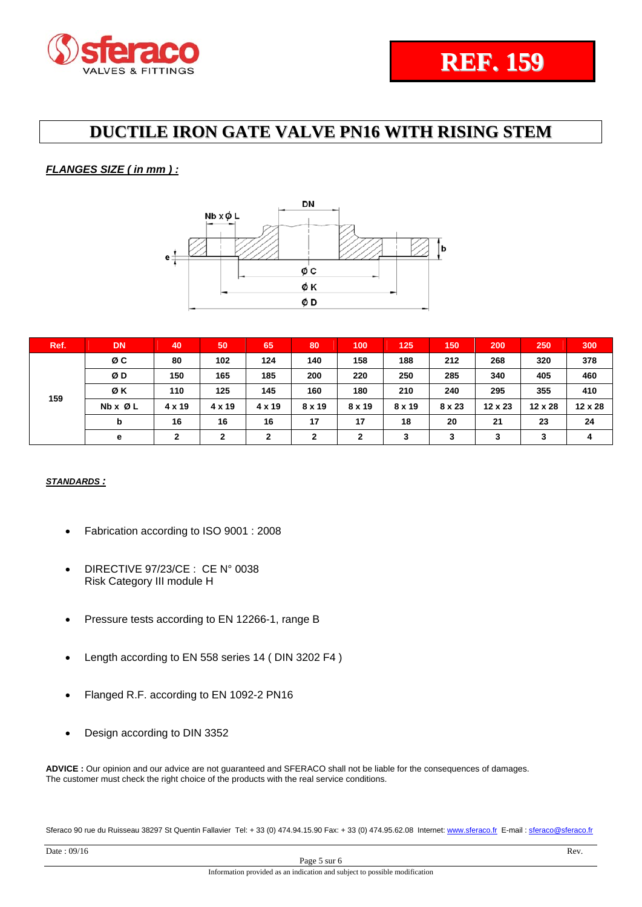REF. 159

# DUCTILE IRON GATE VALVE PN16 WITH RISING STEM

***FLANGES SIZE ( in mm ) :***

| Ref. | DN | 40 | 50 | 65 | 80 | 100 | 125 | 150 | 200 | 250 | 300 |
|---|---|---|---|---|---|---|---|---|---|---|---|
| 159 | Ø C | 80 | 102 | 124 | 140 | 158 | 188 | 212 | 268 | 320 | 378 |
| | Ø D | 150 | 165 | 185 | 200 | 220 | 250 | 285 | 340 | 405 | 460 |
| | Ø K | 110 | 125 | 145 | 160 | 180 | 210 | 240 | 295 | 355 | 410 |
| | Nb x Ø L | 4 x 19 | 4 x 19 | 4 x 19 | 8 x 19 | 8 x 19 | 8 x 19 | 8 x 23 | 12 x 23 | 12 x 28 | 12 x 28 |
| | b | 16 | 16 | 16 | 17 | 17 | 18 | 20 | 21 | 23 | 24 |
| | e | 2 | 2 | 2 | 2 | 2 | 3 | 3 | 3 | 3 | 4 |

***STANDARDS :***

- Fabrication according to ISO 9001 : 2008
- DIRECTIVE 97/23/CE : CE N° 0038
  Risk Category III module H
- Pressure tests according to EN 12266-1, range B
- Length according to EN 558 series 14 ( DIN 3202 F4 )
- Flanged R.F. according to EN 1092-2 PN16
- Design according to DIN 3352

**ADVICE :** Our opinion and our advice are not guaranteed and SFERACO shall not be liable for the consequences of damages. The customer must check the right choice of the products with the real service conditions.

Sferaco 90 rue du Ruisseau 38297 St Quentin Fallavier Tel: + 33 (0) 474.94.15.90 Fax: + 33 (0) 474.95.62.08 Internet: www.sferaco.fr E-mail : sferaco@sferaco.fr

Date : 09/16 Rev.

Information provided as an indication and subject to possible modification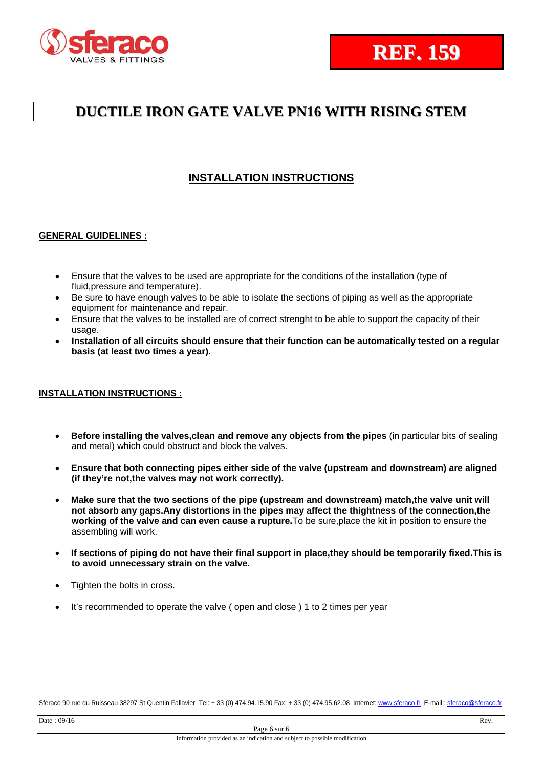sferaco VALVES & FITTINGS

**REF. 159**

# DUCTILE IRON GATE VALVE PN16 WITH RISING STEM

## INSTALLATION INSTRUCTIONS

### GENERAL GUIDELINES :

- Ensure that the valves to be used are appropriate for the conditions of the installation (type of fluid,pressure and temperature).
- Be sure to have enough valves to be able to isolate the sections of piping as well as the appropriate equipment for maintenance and repair.
- Ensure that the valves to be installed are of correct strenght to be able to support the capacity of their usage.
- **Installation of all circuits should ensure that their function can be automatically tested on a regular basis (at least two times a year).**

### INSTALLATION INSTRUCTIONS :

- **Before installing the valves,clean and remove any objects from the pipes** (in particular bits of sealing and metal) which could obstruct and block the valves.

- **Ensure that both connecting pipes either side of the valve (upstream and downstream) are aligned (if they're not,the valves may not work correctly).**

- **Make sure that the two sections of the pipe (upstream and downstream) match,the valve unit will not absorb any gaps.Any distortions in the pipes may affect the thightness of the connection,the working of the valve and can even cause a rupture.** To be sure,place the kit in position to ensure the assembling will work.

- **If sections of piping do not have their final support in place,they should be temporarily fixed.This is to avoid unnecessary strain on the valve.**

- Tighten the bolts in cross.

- It's recommended to operate the valve ( open and close ) 1 to 2 times per year

Sferaco 90 rue du Ruisseau 38297 St Quentin Fallavier Tel: + 33 (0) 474.94.15.90 Fax: + 33 (0) 474.95.62.08 Internet: www.sferaco.fr E-mail : sferaco@sferaco.fr

Date : 09/16 Rev.

Information provided as an indication and subject to possible modification